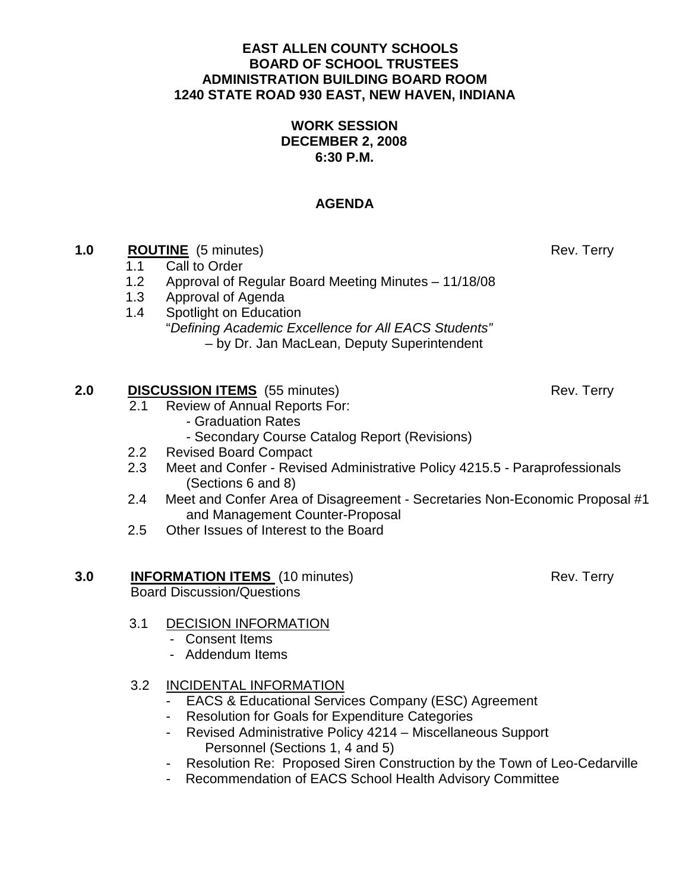**EAST ALLEN COUNTY SCHOOLS**
**BOARD OF SCHOOL TRUSTEES**
**ADMINISTRATION BUILDING BOARD ROOM**
**1240 STATE ROAD 930 EAST, NEW HAVEN, INDIANA**

**WORK SESSION**
**DECEMBER 2, 2008**
**6:30 P.M.**

# AGENDA

**1.0 ROUTINE** (5 minutes) — Rev. Terry

- 1.1 Call to Order
- 1.2 Approval of Regular Board Meeting Minutes – 11/18/08
- 1.3 Approval of Agenda
- 1.4 Spotlight on Education
  "*Defining Academic Excellence for All EACS Students"*
  – by Dr. Jan MacLean, Deputy Superintendent

**2.0 DISCUSSION ITEMS** (55 minutes) — Rev. Terry

- 2.1 Review of Annual Reports For:
  - Graduation Rates
  - Secondary Course Catalog Report (Revisions)
- 2.2 Revised Board Compact
- 2.3 Meet and Confer - Revised Administrative Policy 4215.5 - Paraprofessionals (Sections 6 and 8)
- 2.4 Meet and Confer Area of Disagreement - Secretaries Non-Economic Proposal #1 and Management Counter-Proposal
- 2.5 Other Issues of Interest to the Board

**3.0 INFORMATION ITEMS** (10 minutes) — Rev. Terry

Board Discussion/Questions

- 3.1 DECISION INFORMATION
  - Consent Items
  - Addendum Items
- 3.2 INCIDENTAL INFORMATION
  - EACS & Educational Services Company (ESC) Agreement
  - Resolution for Goals for Expenditure Categories
  - Revised Administrative Policy 4214 – Miscellaneous Support Personnel (Sections 1, 4 and 5)
  - Resolution Re: Proposed Siren Construction by the Town of Leo-Cedarville
  - Recommendation of EACS School Health Advisory Committee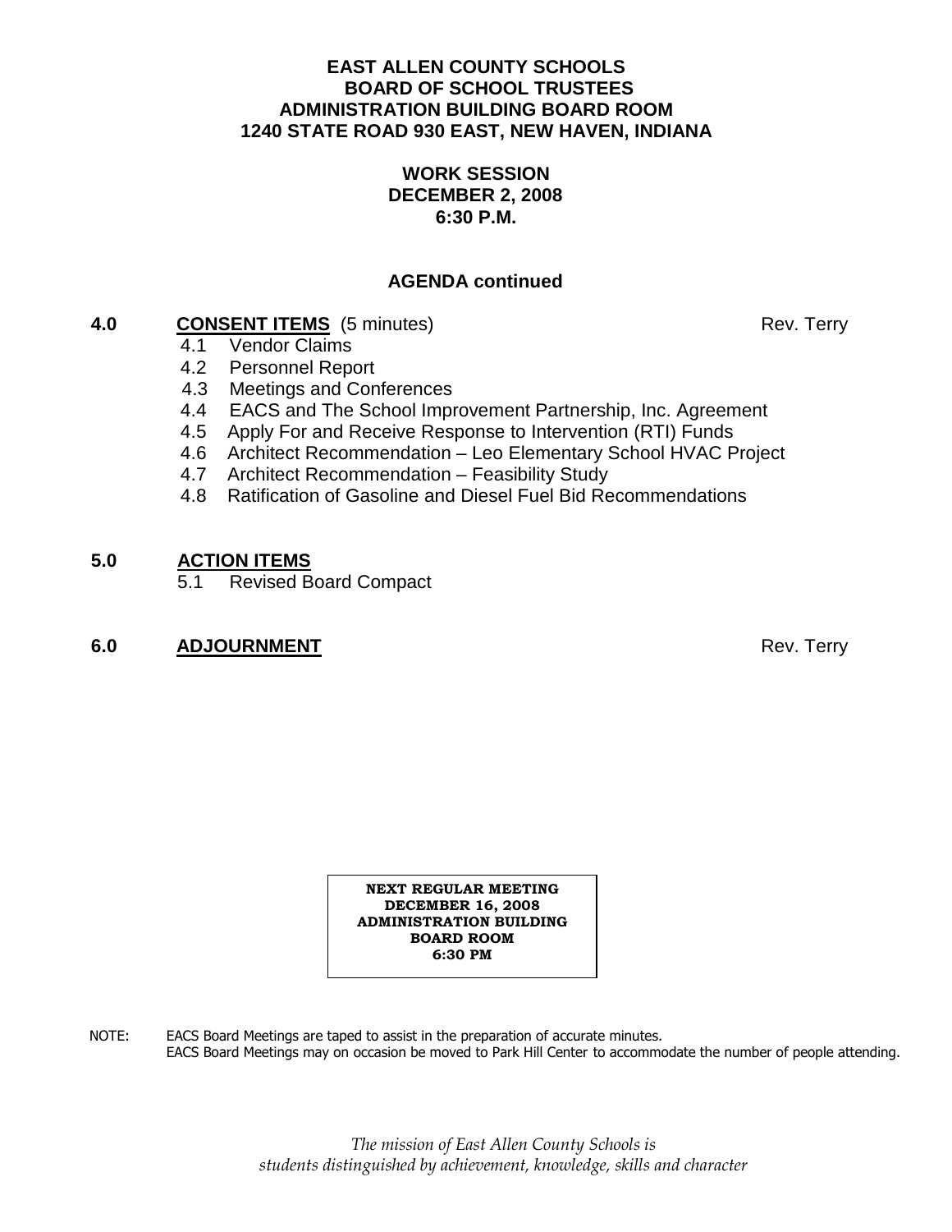**EAST ALLEN COUNTY SCHOOLS**
**BOARD OF SCHOOL TRUSTEES**
**ADMINISTRATION BUILDING BOARD ROOM**
**1240 STATE ROAD 930 EAST, NEW HAVEN, INDIANA**

**WORK SESSION**
**DECEMBER 2, 2008**
**6:30 P.M.**

**AGENDA continued**

**4.0 CONSENT ITEMS** (5 minutes) Rev. Terry

- 4.1 Vendor Claims
- 4.2 Personnel Report
- 4.3 Meetings and Conferences
- 4.4 EACS and The School Improvement Partnership, Inc. Agreement
- 4.5 Apply For and Receive Response to Intervention (RTI) Funds
- 4.6 Architect Recommendation – Leo Elementary School HVAC Project
- 4.7 Architect Recommendation – Feasibility Study
- 4.8 Ratification of Gasoline and Diesel Fuel Bid Recommendations

**5.0 ACTION ITEMS**

- 5.1 Revised Board Compact

**6.0 ADJOURNMENT** Rev. Terry

**NEXT REGULAR MEETING**
**DECEMBER 16, 2008**
**ADMINISTRATION BUILDING**
**BOARD ROOM**
**6:30 PM**

NOTE: EACS Board Meetings are taped to assist in the preparation of accurate minutes.
EACS Board Meetings may on occasion be moved to Park Hill Center to accommodate the number of people attending.

*The mission of East Allen County Schools is*
*students distinguished by achievement, knowledge, skills and character*